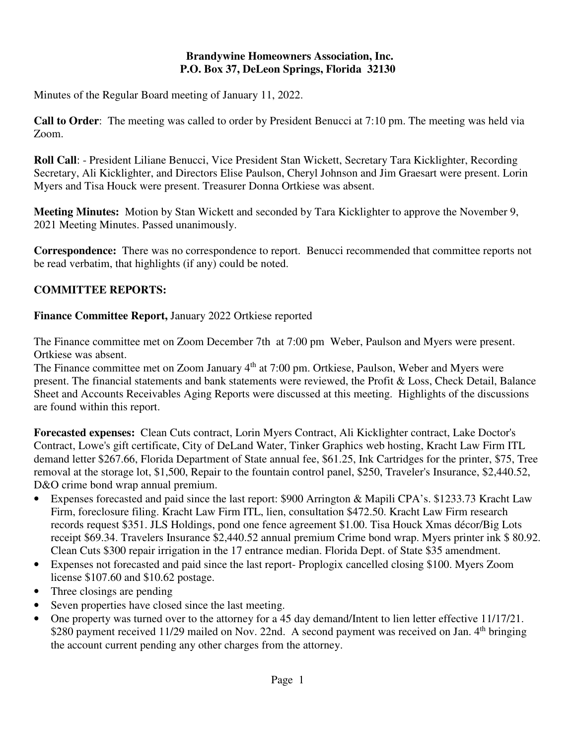**Brandywine Homeowners Association, Inc.**
**P.O. Box 37, DeLeon Springs, Florida 32130**

Minutes of the Regular Board meeting of January 11, 2022.

**Call to Order**: The meeting was called to order by President Benucci at 7:10 pm. The meeting was held via Zoom.

**Roll Call**: - President Liliane Benucci, Vice President Stan Wickett, Secretary Tara Kicklighter, Recording Secretary, Ali Kicklighter, and Directors Elise Paulson, Cheryl Johnson and Jim Graesart were present. Lorin Myers and Tisa Houck were present. Treasurer Donna Ortkiese was absent.

**Meeting Minutes:** Motion by Stan Wickett and seconded by Tara Kicklighter to approve the November 9, 2021 Meeting Minutes. Passed unanimously.

**Correspondence:** There was no correspondence to report. Benucci recommended that committee reports not be read verbatim, that highlights (if any) could be noted.

**COMMITTEE REPORTS:**

**Finance Committee Report,** January 2022 Ortkiese reported

The Finance committee met on Zoom December 7th at 7:00 pm Weber, Paulson and Myers were present. Ortkiese was absent.
The Finance committee met on Zoom January 4th at 7:00 pm. Ortkiese, Paulson, Weber and Myers were present. The financial statements and bank statements were reviewed, the Profit & Loss, Check Detail, Balance Sheet and Accounts Receivables Aging Reports were discussed at this meeting. Highlights of the discussions are found within this report.

**Forecasted expenses:** Clean Cuts contract, Lorin Myers Contract, Ali Kicklighter contract, Lake Doctor's Contract, Lowe's gift certificate, City of DeLand Water, Tinker Graphics web hosting, Kracht Law Firm ITL demand letter $267.66, Florida Department of State annual fee, $61.25, Ink Cartridges for the printer, $75, Tree removal at the storage lot, $1,500, Repair to the fountain control panel, $250, Traveler's Insurance, $2,440.52, D&O crime bond wrap annual premium.

- Expenses forecasted and paid since the last report: $900 Arrington & Mapili CPA's. $1233.73 Kracht Law Firm, foreclosure filing. Kracht Law Firm ITL, lien, consultation $472.50. Kracht Law Firm research records request $351. JLS Holdings, pond one fence agreement $1.00. Tisa Houck Xmas décor/Big Lots receipt $69.34. Travelers Insurance $2,440.52 annual premium Crime bond wrap. Myers printer ink $ 80.92. Clean Cuts $300 repair irrigation in the 17 entrance median. Florida Dept. of State $35 amendment.
- Expenses not forecasted and paid since the last report- Proplogix cancelled closing $100. Myers Zoom license $107.60 and $10.62 postage.
- Three closings are pending
- Seven properties have closed since the last meeting.
- One property was turned over to the attorney for a 45 day demand/Intent to lien letter effective 11/17/21. $280 payment received 11/29 mailed on Nov. 22nd. A second payment was received on Jan. 4th bringing the account current pending any other charges from the attorney.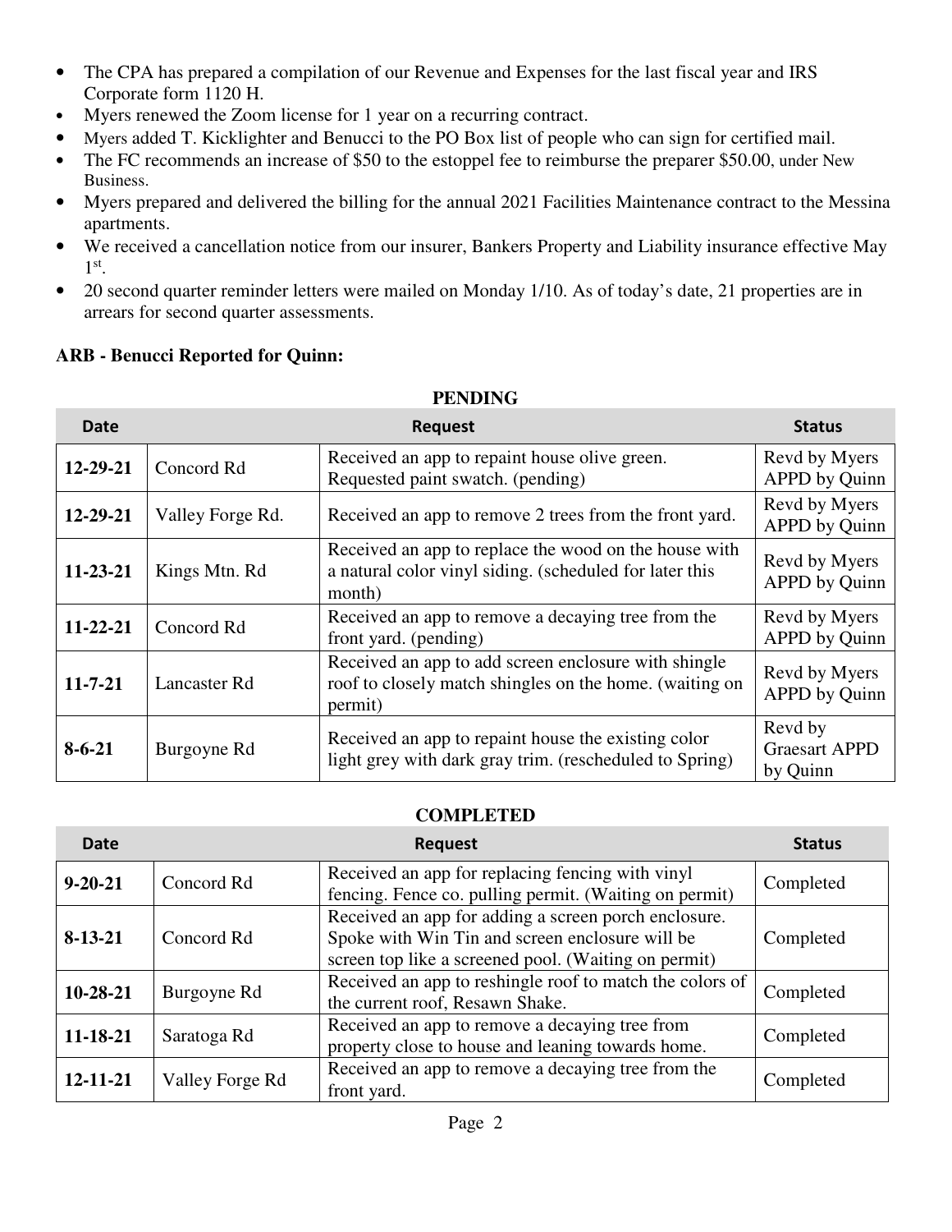- The CPA has prepared a compilation of our Revenue and Expenses for the last fiscal year and IRS Corporate form 1120 H.
- Myers renewed the Zoom license for 1 year on a recurring contract.
- Myers added T. Kicklighter and Benucci to the PO Box list of people who can sign for certified mail.
- The FC recommends an increase of $50 to the estoppel fee to reimburse the preparer $50.00, under New Business.
- Myers prepared and delivered the billing for the annual 2021 Facilities Maintenance contract to the Messina apartments.
- We received a cancellation notice from our insurer, Bankers Property and Liability insurance effective May 1st.
- 20 second quarter reminder letters were mailed on Monday 1/10. As of today's date, 21 properties are in arrears for second quarter assessments.

**ARB - Benucci Reported for Quinn:**

**PENDING**

| Date | | Request | Status |
|---|---|---|---|
| **12-29-21** | Concord Rd | Received an app to repaint house olive green. Requested paint swatch. (pending) | Revd by Myers APPD by Quinn |
| **12-29-21** | Valley Forge Rd. | Received an app to remove 2 trees from the front yard. | Revd by Myers APPD by Quinn |
| **11-23-21** | Kings Mtn. Rd | Received an app to replace the wood on the house with a natural color vinyl siding. (scheduled for later this month) | Revd by Myers APPD by Quinn |
| **11-22-21** | Concord Rd | Received an app to remove a decaying tree from the front yard. (pending) | Revd by Myers APPD by Quinn |
| **11-7-21** | Lancaster Rd | Received an app to add screen enclosure with shingle roof to closely match shingles on the home. (waiting on permit) | Revd by Myers APPD by Quinn |
| **8-6-21** | Burgoyne Rd | Received an app to repaint house the existing color light grey with dark gray trim. (rescheduled to Spring) | Revd by Graesart APPD by Quinn |

**COMPLETED**

| Date | | Request | Status |
|---|---|---|---|
| **9-20-21** | Concord Rd | Received an app for replacing fencing with vinyl fencing. Fence co. pulling permit. (Waiting on permit) | Completed |
| **8-13-21** | Concord Rd | Received an app for adding a screen porch enclosure. Spoke with Win Tin and screen enclosure will be screen top like a screened pool. (Waiting on permit) | Completed |
| **10-28-21** | Burgoyne Rd | Received an app to reshingle roof to match the colors of the current roof, Resawn Shake. | Completed |
| **11-18-21** | Saratoga Rd | Received an app to remove a decaying tree from property close to house and leaning towards home. | Completed |
| **12-11-21** | Valley Forge Rd | Received an app to remove a decaying tree from the front yard. | Completed |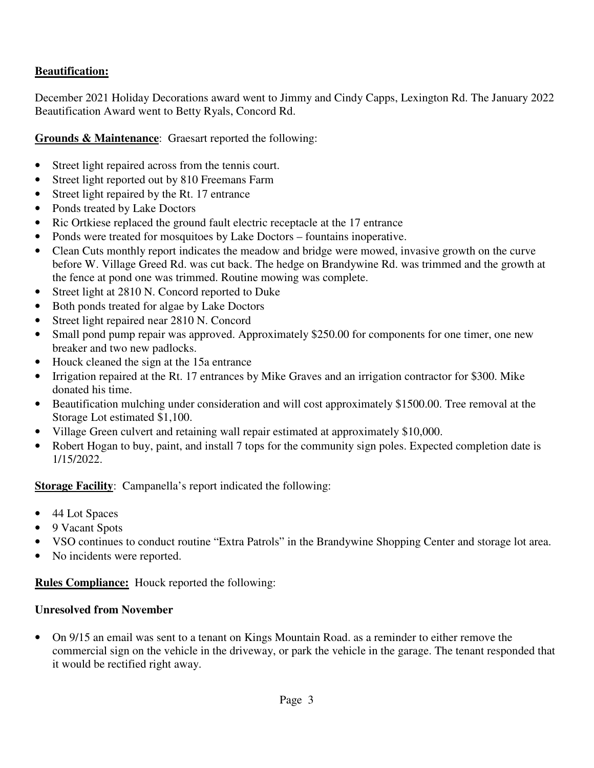**Beautification:**

December 2021 Holiday Decorations award went to Jimmy and Cindy Capps, Lexington Rd. The January 2022 Beautification Award went to Betty Ryals, Concord Rd.

**Grounds & Maintenance**: Graesart reported the following:

- Street light repaired across from the tennis court.
- Street light reported out by 810 Freemans Farm
- Street light repaired by the Rt. 17 entrance
- Ponds treated by Lake Doctors
- Ric Ortkiese replaced the ground fault electric receptacle at the 17 entrance
- Ponds were treated for mosquitoes by Lake Doctors – fountains inoperative.
- Clean Cuts monthly report indicates the meadow and bridge were mowed, invasive growth on the curve before W. Village Greed Rd. was cut back. The hedge on Brandywine Rd. was trimmed and the growth at the fence at pond one was trimmed. Routine mowing was complete.
- Street light at 2810 N. Concord reported to Duke
- Both ponds treated for algae by Lake Doctors
- Street light repaired near 2810 N. Concord
- Small pond pump repair was approved. Approximately $250.00 for components for one timer, one new breaker and two new padlocks.
- Houck cleaned the sign at the 15a entrance
- Irrigation repaired at the Rt. 17 entrances by Mike Graves and an irrigation contractor for $300. Mike donated his time.
- Beautification mulching under consideration and will cost approximately $1500.00. Tree removal at the Storage Lot estimated $1,100.
- Village Green culvert and retaining wall repair estimated at approximately $10,000.
- Robert Hogan to buy, paint, and install 7 tops for the community sign poles. Expected completion date is 1/15/2022.

**Storage Facility**: Campanella's report indicated the following:

- 44 Lot Spaces
- 9 Vacant Spots
- VSO continues to conduct routine "Extra Patrols" in the Brandywine Shopping Center and storage lot area.
- No incidents were reported.

**Rules Compliance:** Houck reported the following:

**Unresolved from November**

- On 9/15 an email was sent to a tenant on Kings Mountain Road. as a reminder to either remove the commercial sign on the vehicle in the driveway, or park the vehicle in the garage. The tenant responded that it would be rectified right away.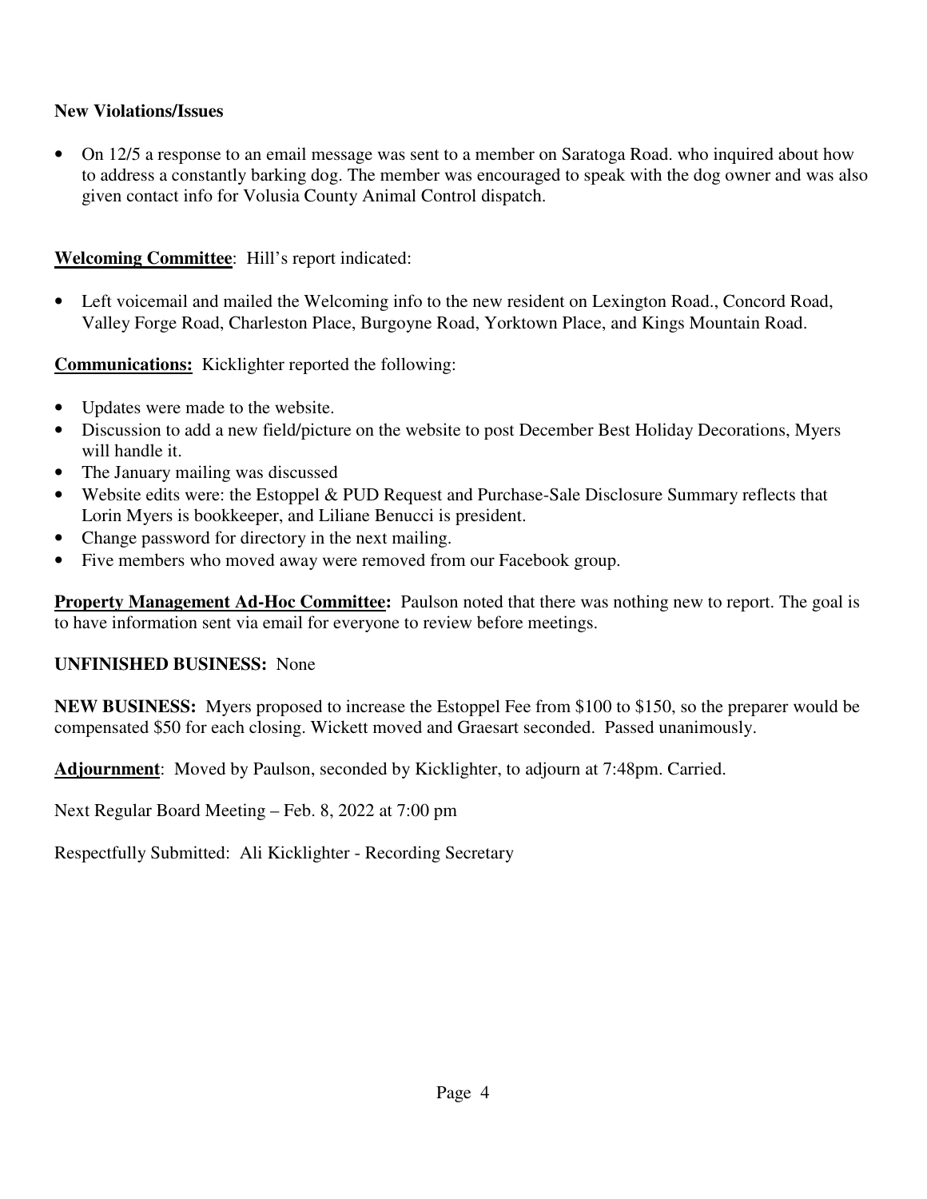**New Violations/Issues**

- On 12/5 a response to an email message was sent to a member on Saratoga Road. who inquired about how to address a constantly barking dog. The member was encouraged to speak with the dog owner and was also given contact info for Volusia County Animal Control dispatch.

**Welcoming Committee**: Hill's report indicated:

- Left voicemail and mailed the Welcoming info to the new resident on Lexington Road., Concord Road, Valley Forge Road, Charleston Place, Burgoyne Road, Yorktown Place, and Kings Mountain Road.

**Communications:** Kicklighter reported the following:

- Updates were made to the website.
- Discussion to add a new field/picture on the website to post December Best Holiday Decorations, Myers will handle it.
- The January mailing was discussed
- Website edits were: the Estoppel & PUD Request and Purchase-Sale Disclosure Summary reflects that Lorin Myers is bookkeeper, and Liliane Benucci is president.
- Change password for directory in the next mailing.
- Five members who moved away were removed from our Facebook group.

**Property Management Ad-Hoc Committee:** Paulson noted that there was nothing new to report. The goal is to have information sent via email for everyone to review before meetings.

**UNFINISHED BUSINESS:** None

**NEW BUSINESS:** Myers proposed to increase the Estoppel Fee from $100 to $150, so the preparer would be compensated $50 for each closing. Wickett moved and Graesart seconded. Passed unanimously.

**Adjournment**: Moved by Paulson, seconded by Kicklighter, to adjourn at 7:48pm. Carried.

Next Regular Board Meeting – Feb. 8, 2022 at 7:00 pm

Respectfully Submitted: Ali Kicklighter - Recording Secretary